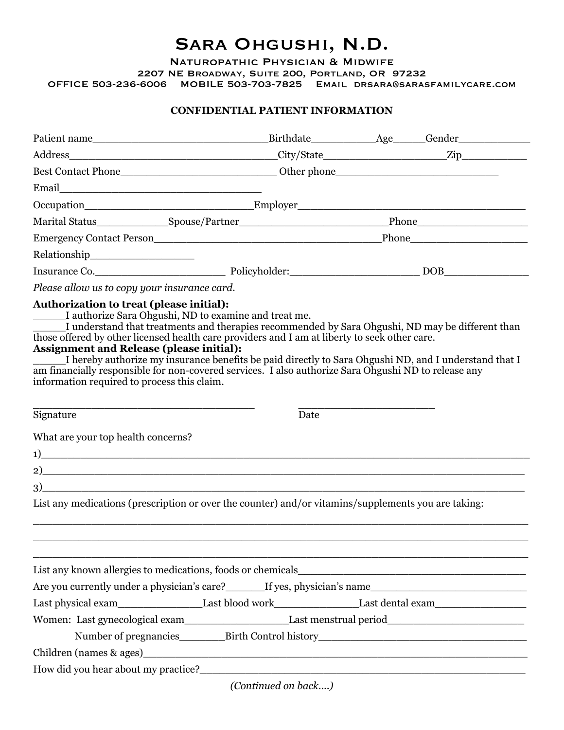# Sara Ohgushi, N.D.

**Naturopathic Physician & Midwife**
2207 NE Broadway, Suite 200, Portland, OR 97232
OFFICE 503-236-6006 MOBILE 503-703-7825 Email drsara@sarasfamilycare.com

## CONFIDENTIAL PATIENT INFORMATION

Patient name__________________________Birthdate__________Age_____Gender___________

Address________________________________City/State___________________Zip__________

Best Contact Phone________________________ Other phone________________________

Email______________________________

Occupation__________________________Employer__________________________________

Marital Status___________Spouse/Partner______________________Phone_________________

Emergency Contact Person___________________________________Phone__________________

Relationship________________

Insurance Co.____________________ Policyholder:____________________ DOB_____________

*Please allow us to copy your insurance card.*

**Authorization to treat (please initial):**

_____I authorize Sara Ohgushi, ND to examine and treat me.

_____I understand that treatments and therapies recommended by Sara Ohgushi, ND may be different than those offered by other licensed health care providers and I am at liberty to seek other care.

**Assignment and Release (please initial):**

_____I hereby authorize my insurance benefits be paid directly to Sara Ohgushi ND, and I understand that I am financially responsible for non-covered services. I also authorize Sara Ohgushi ND to release any information required to process this claim.

_________________________________ ____________________

Signature Date

What are your top health concerns?

1)_____________________________________________________________________________

2)_____________________________________________________________________________

3)_____________________________________________________________________________

List any medications (prescription or over the counter) and/or vitamins/supplements you are taking:

_______________________________________________________________________________

_______________________________________________________________________________

_______________________________________________________________________________

List any known allergies to medications, foods or chemicals___________________________________

Are you currently under a physician's care?______If yes, physician's name________________________

Last physical exam_____________Last blood work_____________Last dental exam______________

Women: Last gynecological exam________________Last menstrual period_____________________

Number of pregnancies_______Birth Control history__________________________________

Children (names & ages)_________________________________________________________________

How did you hear about my practice?______________________________________________________

*(Continued on back….)*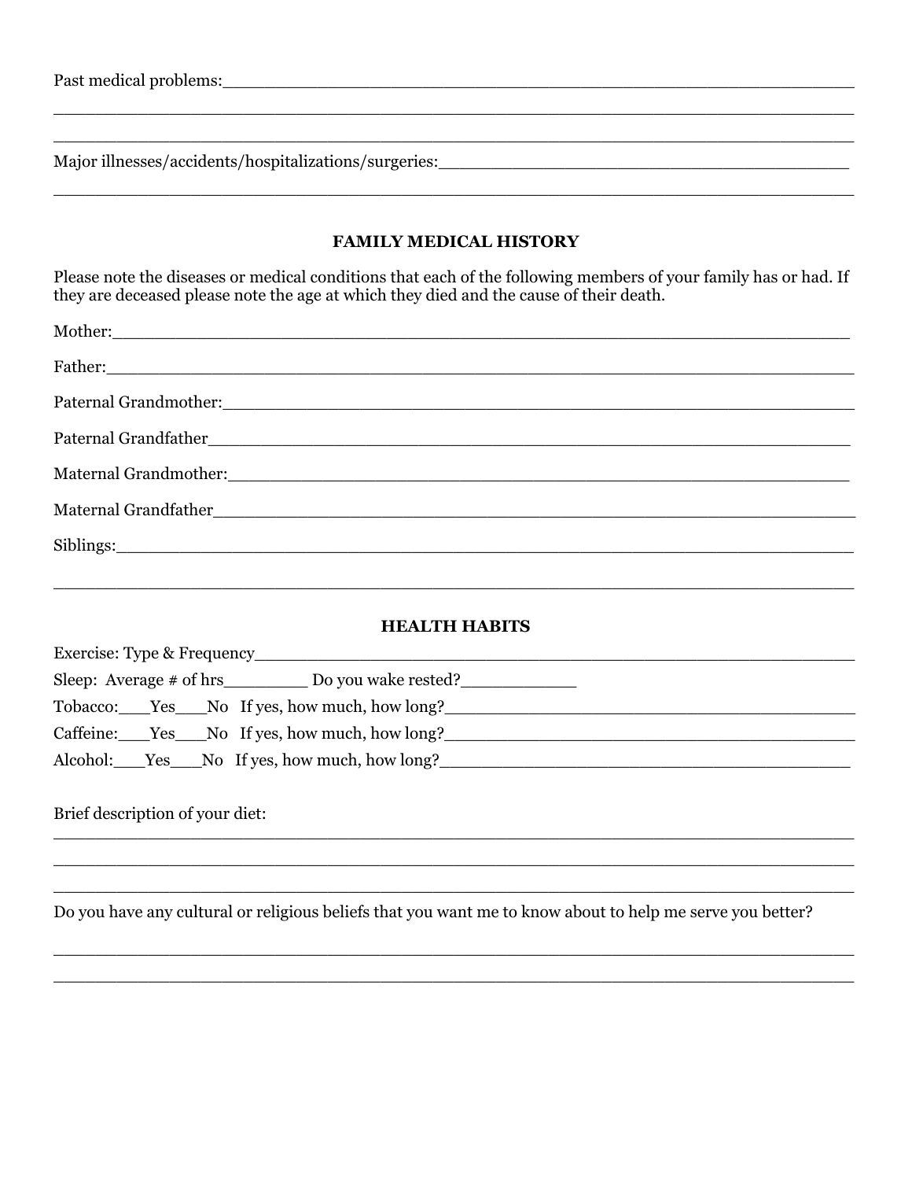Past medical problems:_______________________________________________________________

______________________________________________________________________________

______________________________________________________________________________

Major illnesses/accidents/hospitalizations/surgeries:_______________________________________

______________________________________________________________________________

## FAMILY MEDICAL HISTORY

Please note the diseases or medical conditions that each of the following members of your family has or had. If they are deceased please note the age at which they died and the cause of their death.

Mother:_______________________________________________________________________

Father:_______________________________________________________________________

Paternal Grandmother:__________________________________________________________

Paternal Grandfather___________________________________________________________

Maternal Grandmother:__________________________________________________________

Maternal Grandfather___________________________________________________________

Siblings:______________________________________________________________________

______________________________________________________________________________

## HEALTH HABITS

Exercise: Type & Frequency_______________________________________________________

Sleep: Average # of hrs________ Do you wake rested?___________

Tobacco:___Yes___No If yes, how much, how long?______________________________________

Caffeine:___Yes___No If yes, how much, how long?_____________________________________

Alcohol:___Yes___No If yes, how much, how long?______________________________________

Brief description of your diet:

______________________________________________________________________________

______________________________________________________________________________

______________________________________________________________________________

Do you have any cultural or religious beliefs that you want me to know about to help me serve you better?

______________________________________________________________________________

______________________________________________________________________________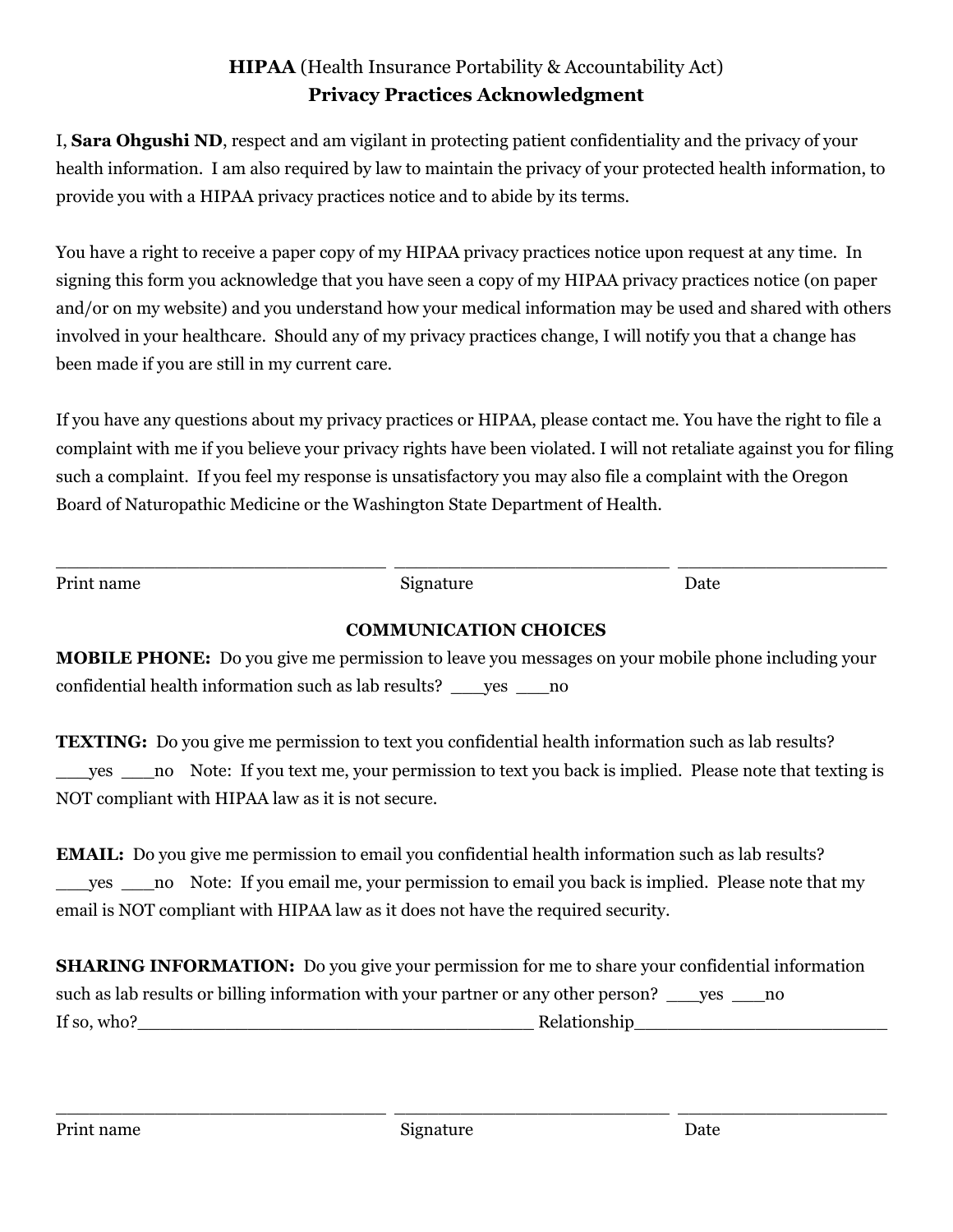**HIPAA** (Health Insurance Portability & Accountability Act)
**Privacy Practices Acknowledgment**

I, **Sara Ohgushi ND**, respect and am vigilant in protecting patient confidentiality and the privacy of your health information. I am also required by law to maintain the privacy of your protected health information, to provide you with a HIPAA privacy practices notice and to abide by its terms.

You have a right to receive a paper copy of my HIPAA privacy practices notice upon request at any time. In signing this form you acknowledge that you have seen a copy of my HIPAA privacy practices notice (on paper and/or on my website) and you understand how your medical information may be used and shared with others involved in your healthcare. Should any of my privacy practices change, I will notify you that a change has been made if you are still in my current care.

If you have any questions about my privacy practices or HIPAA, please contact me. You have the right to file a complaint with me if you believe your privacy rights have been violated. I will not retaliate against you for filing such a complaint. If you feel my response is unsatisfactory you may also file a complaint with the Oregon Board of Naturopathic Medicine or the Washington State Department of Health.

________________________________ ___________________________ ____________________

Print name Signature Date

**COMMUNICATION CHOICES**

**MOBILE PHONE:** Do you give me permission to leave you messages on your mobile phone including your confidential health information such as lab results? ___yes ___no

**TEXTING:** Do you give me permission to text you confidential health information such as lab results? ___yes ___no Note: If you text me, your permission to text you back is implied. Please note that texting is NOT compliant with HIPAA law as it is not secure.

**EMAIL:** Do you give me permission to email you confidential health information such as lab results? ___yes ___no Note: If you email me, your permission to email you back is implied. Please note that my email is NOT compliant with HIPAA law as it does not have the required security.

**SHARING INFORMATION:** Do you give your permission for me to share your confidential information such as lab results or billing information with your partner or any other person? ___yes ___no

If so, who?______________________________________ Relationship________________________

________________________________ ___________________________ ____________________

Print name Signature Date